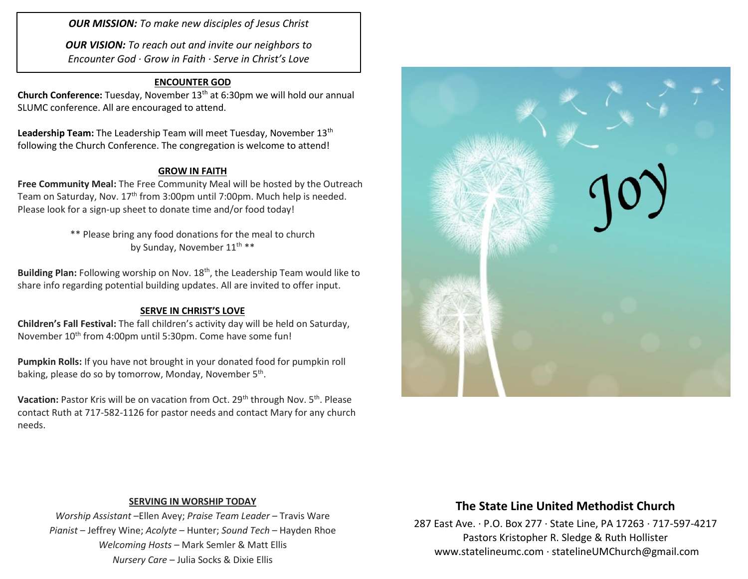***OUR MISSION:*** *To make new disciples of Jesus Christ*

***OUR VISION:*** *To reach out and invite our neighbors to Encounter God · Grow in Faith · Serve in Christ's Love*

## ENCOUNTER GOD

**Church Conference:** Tuesday, November 13th at 6:30pm we will hold our annual SLUMC conference. All are encouraged to attend.

**Leadership Team:** The Leadership Team will meet Tuesday, November 13th following the Church Conference. The congregation is welcome to attend!

## GROW IN FAITH

**Free Community Meal:** The Free Community Meal will be hosted by the Outreach Team on Saturday, Nov. 17th from 3:00pm until 7:00pm. Much help is needed. Please look for a sign-up sheet to donate time and/or food today!

** Please bring any food donations for the meal to church by Sunday, November 11th **

**Building Plan:** Following worship on Nov. 18th, the Leadership Team would like to share info regarding potential building updates. All are invited to offer input.

## SERVE IN CHRIST'S LOVE

**Children's Fall Festival:** The fall children's activity day will be held on Saturday, November 10th from 4:00pm until 5:30pm. Come have some fun!

**Pumpkin Rolls:** If you have not brought in your donated food for pumpkin roll baking, please do so by tomorrow, Monday, November 5th.

**Vacation:** Pastor Kris will be on vacation from Oct. 29th through Nov. 5th. Please contact Ruth at 717-582-1126 for pastor needs and contact Mary for any church needs.

## SERVING IN WORSHIP TODAY

*Worship Assistant* –Ellen Avey; *Praise Team Leader* – Travis Ware
*Pianist* – Jeffrey Wine; *Acolyte* – Hunter; *Sound Tech* – Hayden Rhoe
*Welcoming Hosts* – Mark Semler & Matt Ellis
*Nursery Care* – Julia Socks & Dixie Ellis

Joy

## The State Line United Methodist Church

287 East Ave. · P.O. Box 277 · State Line, PA 17263 · 717-597-4217
Pastors Kristopher R. Sledge & Ruth Hollister
www.statelineumc.com · statelineUMChurch@gmail.com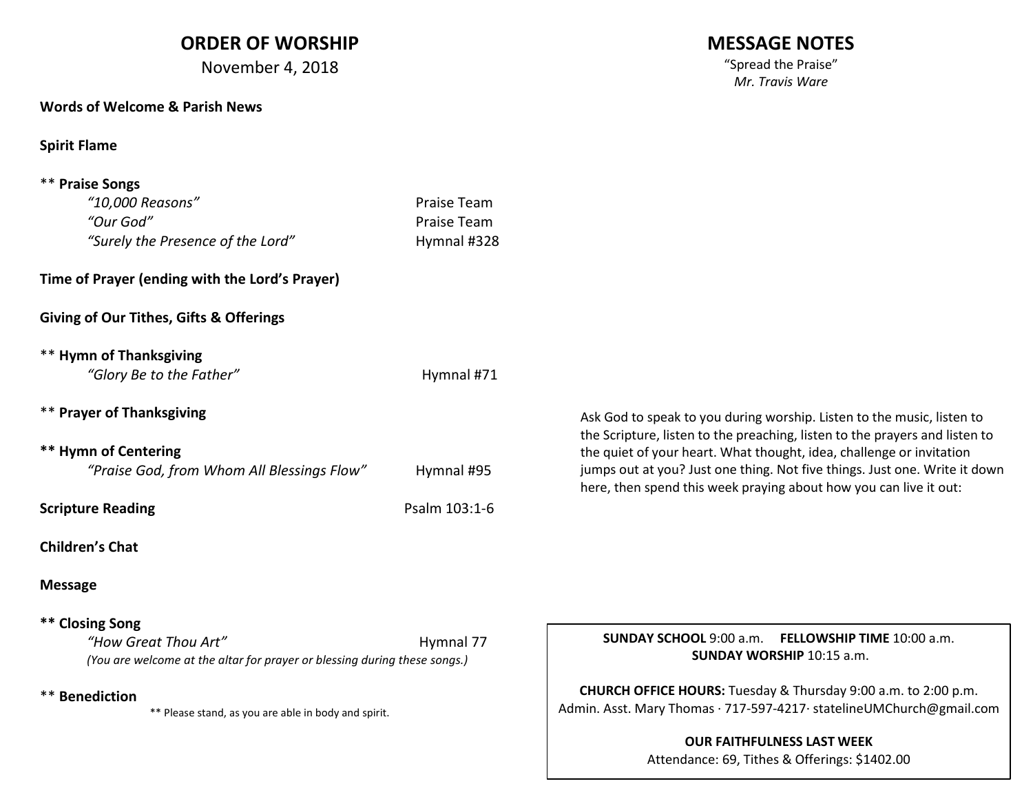## ORDER OF WORSHIP

November 4, 2018

**Words of Welcome & Parish News**

**Spirit Flame**

** **Praise Songs**

*"10,000 Reasons"* Praise Team

*"Our God"* Praise Team

*"Surely the Presence of the Lord"* Hymnal #328

**Time of Prayer (ending with the Lord's Prayer)**

**Giving of Our Tithes, Gifts & Offerings**

** **Hymn of Thanksgiving**

*"Glory Be to the Father"* Hymnal #71

** **Prayer of Thanksgiving**

**** Hymn of Centering**

*"Praise God, from Whom All Blessings Flow"* Hymnal #95

**Scripture Reading** Psalm 103:1-6

**Children's Chat**

**Message**

**** Closing Song**

*"How Great Thou Art"* Hymnal 77

*(You are welcome at the altar for prayer or blessing during these songs.)*

** **Benediction**

** Please stand, as you are able in body and spirit.

## MESSAGE NOTES

"Spread the Praise"

*Mr. Travis Ware*

Ask God to speak to you during worship. Listen to the music, listen to the Scripture, listen to the preaching, listen to the prayers and listen to the quiet of your heart. What thought, idea, challenge or invitation jumps out at you? Just one thing. Not five things. Just one. Write it down here, then spend this week praying about how you can live it out:

**SUNDAY SCHOOL** 9:00 a.m. **FELLOWSHIP TIME** 10:00 a.m.
**SUNDAY WORSHIP** 10:15 a.m.

**CHURCH OFFICE HOURS:** Tuesday & Thursday 9:00 a.m. to 2:00 p.m.
Admin. Asst. Mary Thomas · 717-597-4217· statelineUMChurch@gmail.com

**OUR FAITHFULNESS LAST WEEK**

Attendance: 69, Tithes & Offerings: $1402.00